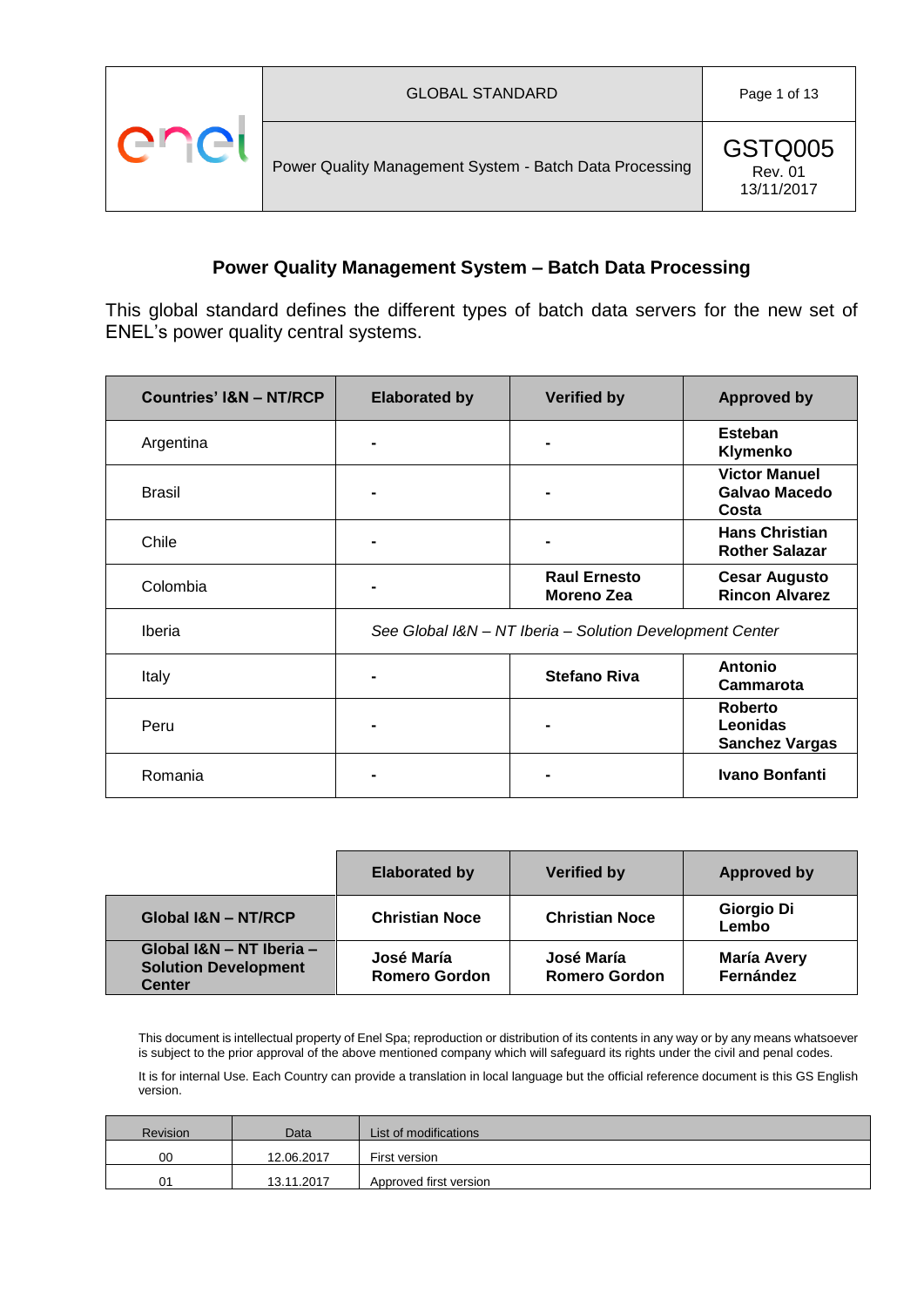| | GLOBAL STANDARD | |
|---|---|---|
| enel | Power Quality Management System - Batch Data Processing | GSTQ005 Rev. 01 13/11/2017 |

# Power Quality Management System – Batch Data Processing

This global standard defines the different types of batch data servers for the new set of ENEL's power quality central systems.

| Countries' I&N – NT/RCP | Elaborated by | Verified by | Approved by |
|---|---|---|---|
| Argentina | - | - | **Esteban Klymenko** |
| Brasil | - | - | **Victor Manuel Galvao Macedo Costa** |
| Chile | - | - | **Hans Christian Rother Salazar** |
| Colombia | - | **Raul Ernesto Moreno Zea** | **Cesar Augusto Rincon Alvarez** |
| Iberia | *See Global I&N – NT Iberia – Solution Development Center* | | |
| Italy | - | **Stefano Riva** | **Antonio Cammarota** |
| Peru | - | - | **Roberto Leonidas Sanchez Vargas** |
| Romania | - | - | **Ivano Bonfanti** |

| | Elaborated by | Verified by | Approved by |
|---|---|---|---|
| **Global I&N – NT/RCP** | **Christian Noce** | **Christian Noce** | **Giorgio Di Lembo** |
| **Global I&N – NT Iberia – Solution Development Center** | **José María Romero Gordon** | **José María Romero Gordon** | **María Avery Fernández** |

This document is intellectual property of Enel Spa; reproduction or distribution of its contents in any way or by any means whatsoever is subject to the prior approval of the above mentioned company which will safeguard its rights under the civil and penal codes.

It is for internal Use. Each Country can provide a translation in local language but the official reference document is this GS English version.

| Revision | Data | List of modifications |
|---|---|---|
| 00 | 12.06.2017 | First version |
| 01 | 13.11.2017 | Approved first version |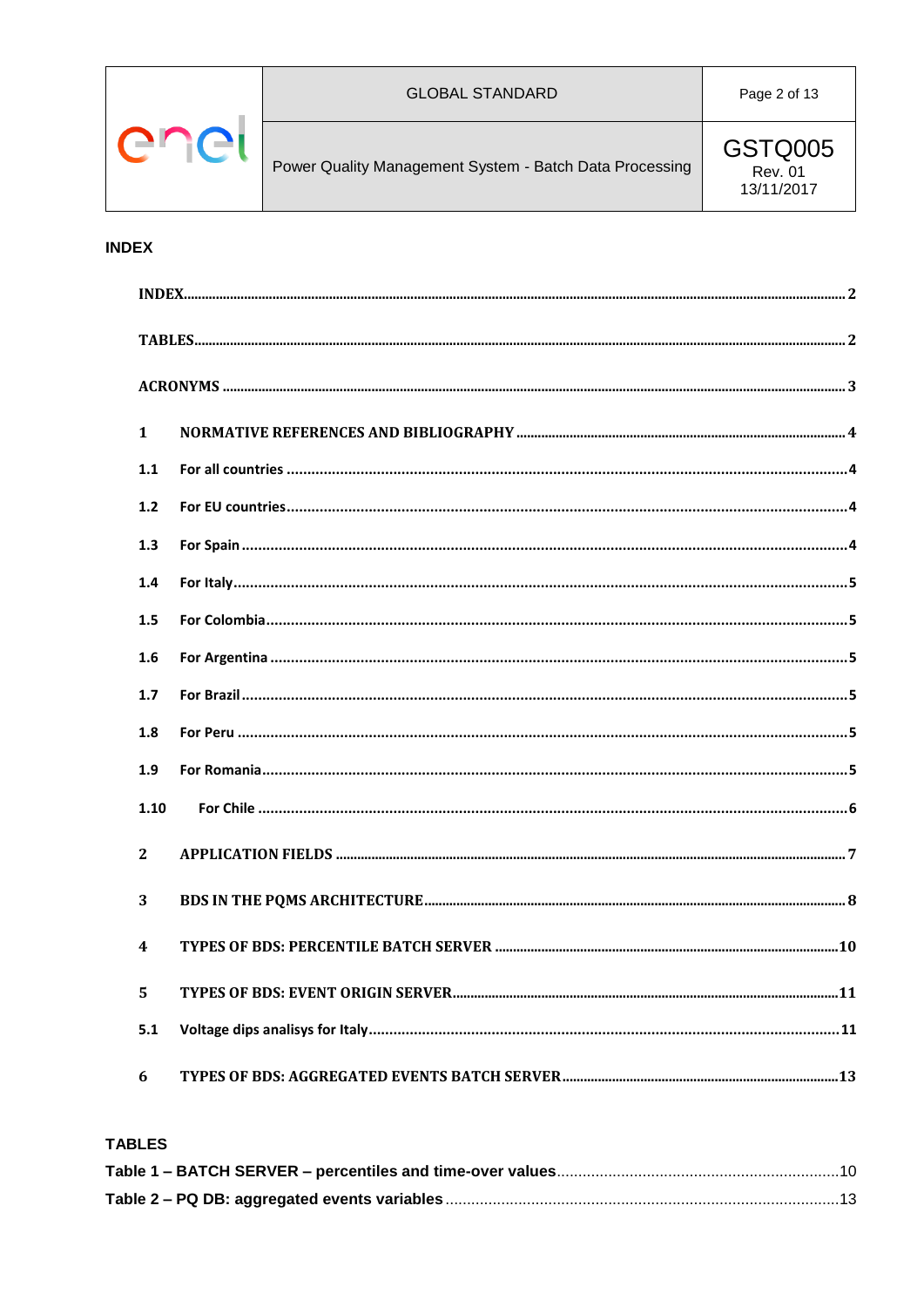## INDEX

INDEX .......... 2

TABLES .......... 2

ACRONYMS .......... 3

1 NORMATIVE REFERENCES AND BIBLIOGRAPHY .......... 4

1.1 For all countries .......... 4

1.2 For EU countries .......... 4

1.3 For Spain .......... 4

1.4 For Italy .......... 5

1.5 For Colombia .......... 5

1.6 For Argentina .......... 5

1.7 For Brazil .......... 5

1.8 For Peru .......... 5

1.9 For Romania .......... 5

1.10 For Chile .......... 6

2 APPLICATION FIELDS .......... 7

3 BDS IN THE PQMS ARCHITECTURE .......... 8

4 TYPES OF BDS: PERCENTILE BATCH SERVER .......... 10

5 TYPES OF BDS: EVENT ORIGIN SERVER .......... 11

5.1 Voltage dips analisys for Italy .......... 11

6 TYPES OF BDS: AGGREGATED EVENTS BATCH SERVER .......... 13

## TABLES

Table 1 – BATCH SERVER – percentiles and time-over values .......... 10

Table 2 – PQ DB: aggregated events variables .......... 13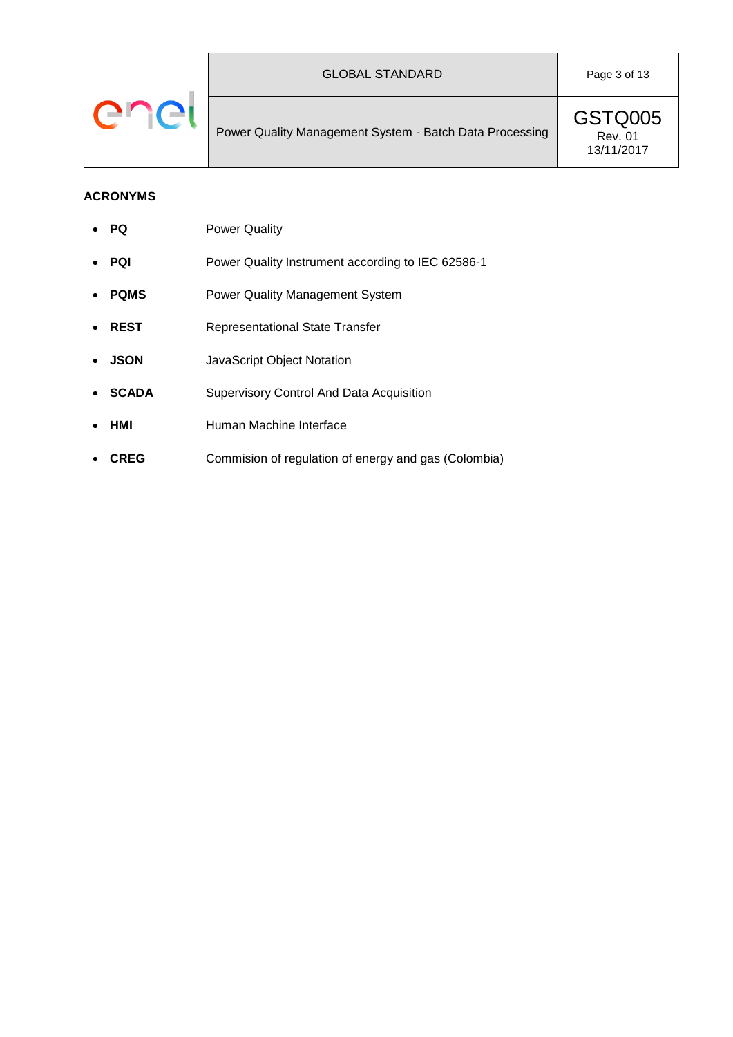**ACRONYMS**

- **PQ** Power Quality
- **PQI** Power Quality Instrument according to IEC 62586-1
- **PQMS** Power Quality Management System
- **REST** Representational State Transfer
- **JSON** JavaScript Object Notation
- **SCADA** Supervisory Control And Data Acquisition
- **HMI** Human Machine Interface
- **CREG** Commision of regulation of energy and gas (Colombia)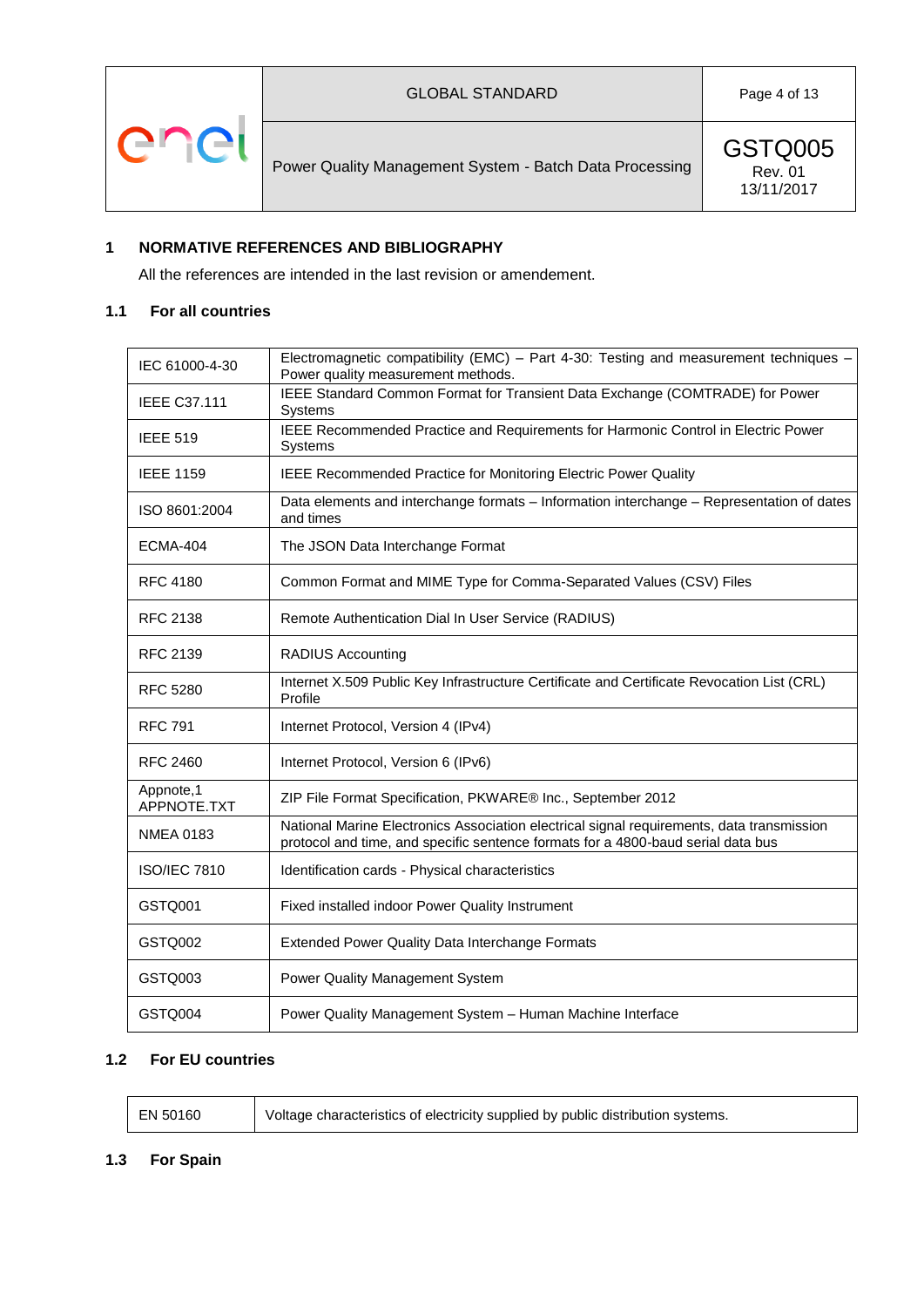# 1 NORMATIVE REFERENCES AND BIBLIOGRAPHY

All the references are intended in the last revision or amendement.

## 1.1 For all countries

| | |
|---|---|
| IEC 61000-4-30 | Electromagnetic compatibility (EMC) – Part 4-30: Testing and measurement techniques – Power quality measurement methods. |
| IEEE C37.111 | IEEE Standard Common Format for Transient Data Exchange (COMTRADE) for Power Systems |
| IEEE 519 | IEEE Recommended Practice and Requirements for Harmonic Control in Electric Power Systems |
| IEEE 1159 | IEEE Recommended Practice for Monitoring Electric Power Quality |
| ISO 8601:2004 | Data elements and interchange formats – Information interchange – Representation of dates and times |
| ECMA-404 | The JSON Data Interchange Format |
| RFC 4180 | Common Format and MIME Type for Comma-Separated Values (CSV) Files |
| RFC 2138 | Remote Authentication Dial In User Service (RADIUS) |
| RFC 2139 | RADIUS Accounting |
| RFC 5280 | Internet X.509 Public Key Infrastructure Certificate and Certificate Revocation List (CRL) Profile |
| RFC 791 | Internet Protocol, Version 4 (IPv4) |
| RFC 2460 | Internet Protocol, Version 6 (IPv6) |
| Appnote,1 APPNOTE.TXT | ZIP File Format Specification, PKWARE® Inc., September 2012 |
| NMEA 0183 | National Marine Electronics Association electrical signal requirements, data transmission protocol and time, and specific sentence formats for a 4800-baud serial data bus |
| ISO/IEC 7810 | Identification cards - Physical characteristics |
| GSTQ001 | Fixed installed indoor Power Quality Instrument |
| GSTQ002 | Extended Power Quality Data Interchange Formats |
| GSTQ003 | Power Quality Management System |
| GSTQ004 | Power Quality Management System – Human Machine Interface |

## 1.2 For EU countries

| | |
|---|---|
| EN 50160 | Voltage characteristics of electricity supplied by public distribution systems. |

## 1.3 For Spain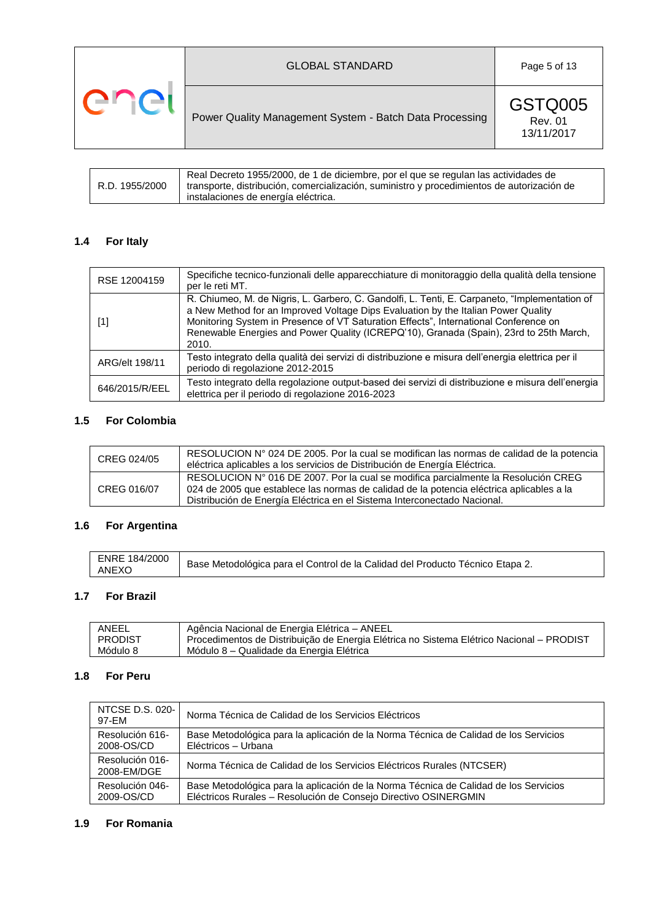| R.D. 1955/2000 | Real Decreto 1955/2000, de 1 de diciembre, por el que se regulan las actividades de transporte, distribución, comercialización, suministro y procedimientos de autorización de instalaciones de energía eléctrica. |
|---|---|

### 1.4 For Italy

| RSE 12004159 | Specifiche tecnico-funzionali delle apparecchiature di monitoraggio della qualità della tensione per le reti MT. |
|---|---|
| [1] | R. Chiumeo, M. de Nigris, L. Garbero, C. Gandolfi, L. Tenti, E. Carpaneto, "Implementation of a New Method for an Improved Voltage Dips Evaluation by the Italian Power Quality Monitoring System in Presence of VT Saturation Effects", International Conference on Renewable Energies and Power Quality (ICREPQ'10), Granada (Spain), 23rd to 25th March, 2010. |
| ARG/elt 198/11 | Testo integrato della qualità dei servizi di distribuzione e misura dell'energia elettrica per il periodo di regolazione 2012-2015 |
| 646/2015/R/EEL | Testo integrato della regolazione output-based dei servizi di distribuzione e misura dell'energia elettrica per il periodo di regolazione 2016-2023 |

### 1.5 For Colombia

| CREG 024/05 | RESOLUCION N° 024 DE 2005. Por la cual se modifican las normas de calidad de la potencia eléctrica aplicables a los servicios de Distribución de Energía Eléctrica. |
|---|---|
| CREG 016/07 | RESOLUCION N° 016 DE 2007. Por la cual se modifica parcialmente la Resolución CREG 024 de 2005 que establece las normas de calidad de la potencia eléctrica aplicables a la Distribución de Energía Eléctrica en el Sistema Interconectado Nacional. |

### 1.6 For Argentina

| ENRE 184/2000 ANEXO | Base Metodológica para el Control de la Calidad del Producto Técnico Etapa 2. |
|---|---|

### 1.7 For Brazil

| ANEEL PRODIST Módulo 8 | Agência Nacional de Energia Elétrica – ANEEL Procedimentos de Distribuição de Energia Elétrica no Sistema Elétrico Nacional – PRODIST Módulo 8 – Qualidade da Energia Elétrica |
|---|---|

### 1.8 For Peru

| NTCSE D.S. 020-97-EM | Norma Técnica de Calidad de los Servicios Eléctricos |
|---|---|
| Resolución 616-2008-OS/CD | Base Metodológica para la aplicación de la Norma Técnica de Calidad de los Servicios Eléctricos – Urbana |
| Resolución 016-2008-EM/DGE | Norma Técnica de Calidad de los Servicios Eléctricos Rurales (NTCSER) |
| Resolución 046-2009-OS/CD | Base Metodológica para la aplicación de la Norma Técnica de Calidad de los Servicios Eléctricos Rurales – Resolución de Consejo Directivo OSINERGMIN |

### 1.9 For Romania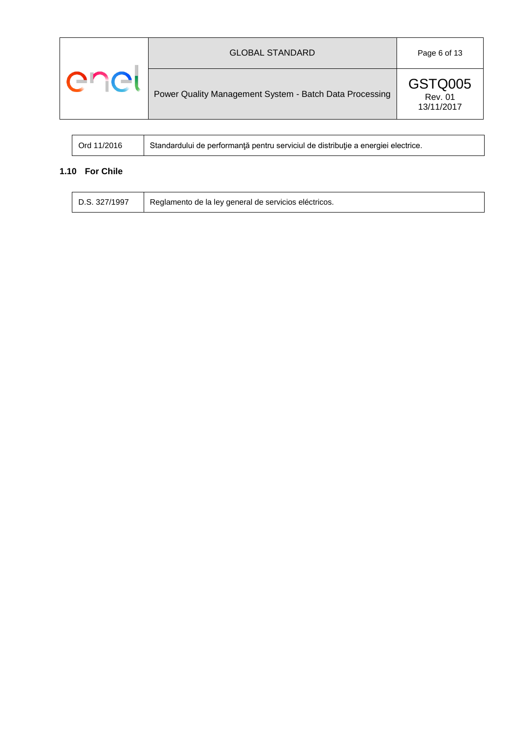| Ord 11/2016 | Standardului de performanţă pentru serviciul de distribuţie a energiei electrice. |
|---|---|

### 1.10 For Chile

| D.S. 327/1997 | Reglamento de la ley general de servicios eléctricos. |
|---|---|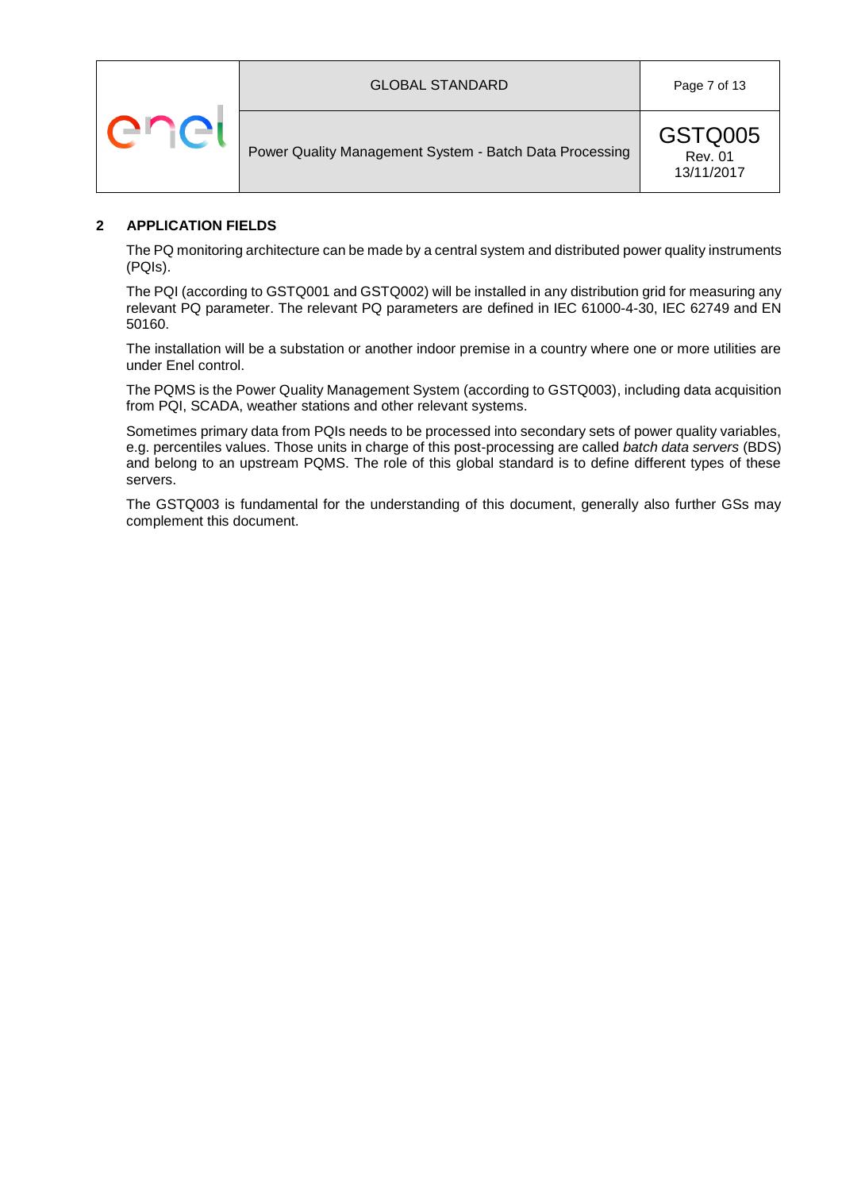## 2 APPLICATION FIELDS

The PQ monitoring architecture can be made by a central system and distributed power quality instruments (PQIs).

The PQI (according to GSTQ001 and GSTQ002) will be installed in any distribution grid for measuring any relevant PQ parameter. The relevant PQ parameters are defined in IEC 61000-4-30, IEC 62749 and EN 50160.

The installation will be a substation or another indoor premise in a country where one or more utilities are under Enel control.

The PQMS is the Power Quality Management System (according to GSTQ003), including data acquisition from PQI, SCADA, weather stations and other relevant systems.

Sometimes primary data from PQIs needs to be processed into secondary sets of power quality variables, e.g. percentiles values. Those units in charge of this post-processing are called *batch data servers* (BDS) and belong to an upstream PQMS. The role of this global standard is to define different types of these servers.

The GSTQ003 is fundamental for the understanding of this document, generally also further GSs may complement this document.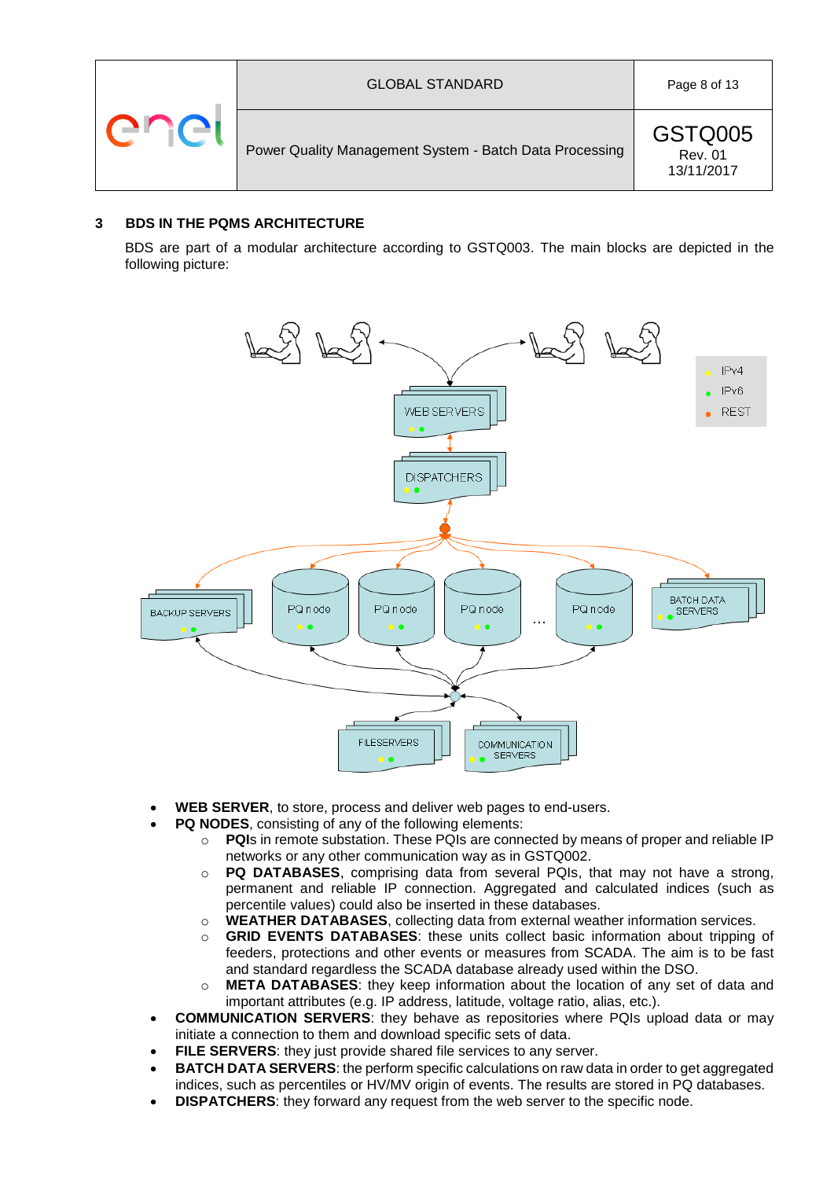## 3 BDS IN THE PQMS ARCHITECTURE

BDS are part of a modular architecture according to GSTQ003. The main blocks are depicted in the following picture:

- **WEB SERVER**, to store, process and deliver web pages to end-users.
- **PQ NODES**, consisting of any of the following elements:
  - **PQI**s in remote substation. These PQIs are connected by means of proper and reliable IP networks or any other communication way as in GSTQ002.
  - **PQ DATABASES**, comprising data from several PQIs, that may not have a strong, permanent and reliable IP connection. Aggregated and calculated indices (such as percentile values) could also be inserted in these databases.
  - **WEATHER DATABASES**, collecting data from external weather information services.
  - **GRID EVENTS DATABASES**: these units collect basic information about tripping of feeders, protections and other events or measures from SCADA. The aim is to be fast and standard regardless the SCADA database already used within the DSO.
  - **META DATABASES**: they keep information about the location of any set of data and important attributes (e.g. IP address, latitude, voltage ratio, alias, etc.).
- **COMMUNICATION SERVERS**: they behave as repositories where PQIs upload data or may initiate a connection to them and download specific sets of data.
- **FILE SERVERS**: they just provide shared file services to any server.
- **BATCH DATA SERVERS**: the perform specific calculations on raw data in order to get aggregated indices, such as percentiles or HV/MV origin of events. The results are stored in PQ databases.
- **DISPATCHERS**: they forward any request from the web server to the specific node.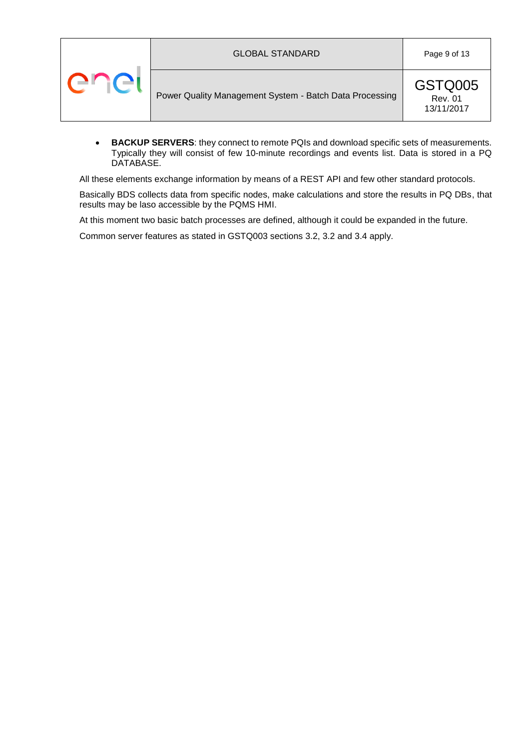- **BACKUP SERVERS**: they connect to remote PQIs and download specific sets of measurements. Typically they will consist of few 10-minute recordings and events list. Data is stored in a PQ DATABASE.

All these elements exchange information by means of a REST API and few other standard protocols.

Basically BDS collects data from specific nodes, make calculations and store the results in PQ DBs, that results may be laso accessible by the PQMS HMI.

At this moment two basic batch processes are defined, although it could be expanded in the future.

Common server features as stated in GSTQ003 sections 3.2, 3.2 and 3.4 apply.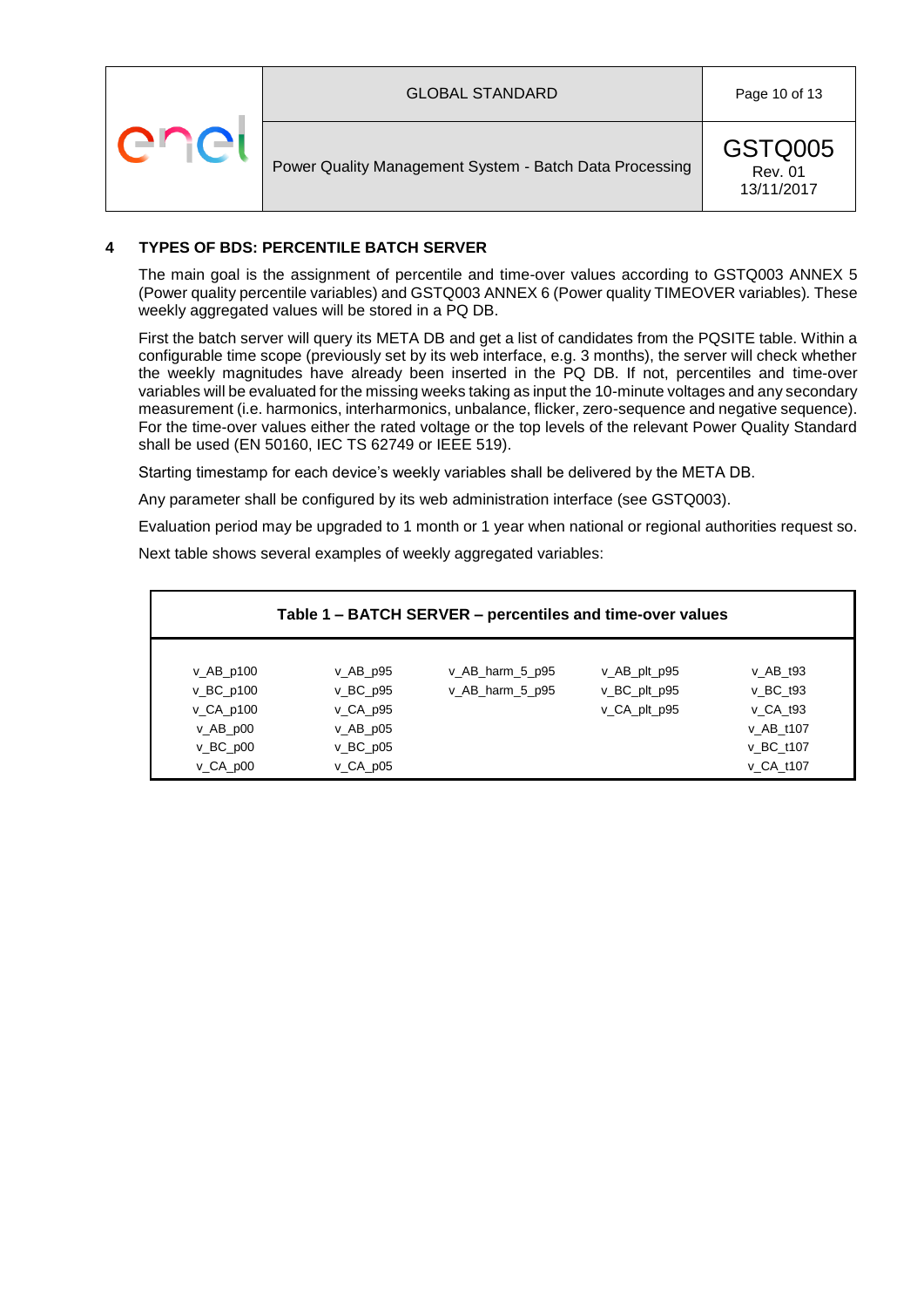## 4 TYPES OF BDS: PERCENTILE BATCH SERVER

The main goal is the assignment of percentile and time-over values according to GSTQ003 ANNEX 5 (Power quality percentile variables) and GSTQ003 ANNEX 6 (Power quality TIMEOVER variables). These weekly aggregated values will be stored in a PQ DB.

First the batch server will query its META DB and get a list of candidates from the PQSITE table. Within a configurable time scope (previously set by its web interface, e.g. 3 months), the server will check whether the weekly magnitudes have already been inserted in the PQ DB. If not, percentiles and time-over variables will be evaluated for the missing weeks taking as input the 10-minute voltages and any secondary measurement (i.e. harmonics, interharmonics, unbalance, flicker, zero-sequence and negative sequence). For the time-over values either the rated voltage or the top levels of the relevant Power Quality Standard shall be used (EN 50160, IEC TS 62749 or IEEE 519).

Starting timestamp for each device's weekly variables shall be delivered by the META DB.

Any parameter shall be configured by its web administration interface (see GSTQ003).

Evaluation period may be upgraded to 1 month or 1 year when national or regional authorities request so.

Next table shows several examples of weekly aggregated variables:

**Table 1 – BATCH SERVER – percentiles and time-over values**

| | | | | |
|---|---|---|---|---|
| v_AB_p100 | v_AB_p95 | v_AB_harm_5_p95 | v_AB_plt_p95 | v_AB_t93 |
| v_BC_p100 | v_BC_p95 | v_AB_harm_5_p95 | v_BC_plt_p95 | v_BC_t93 |
| v_CA_p100 | v_CA_p95 | | v_CA_plt_p95 | v_CA_t93 |
| v_AB_p00 | v_AB_p05 | | | v_AB_t107 |
| v_BC_p00 | v_BC_p05 | | | v_BC_t107 |
| v_CA_p00 | v_CA_p05 | | | v_CA_t107 |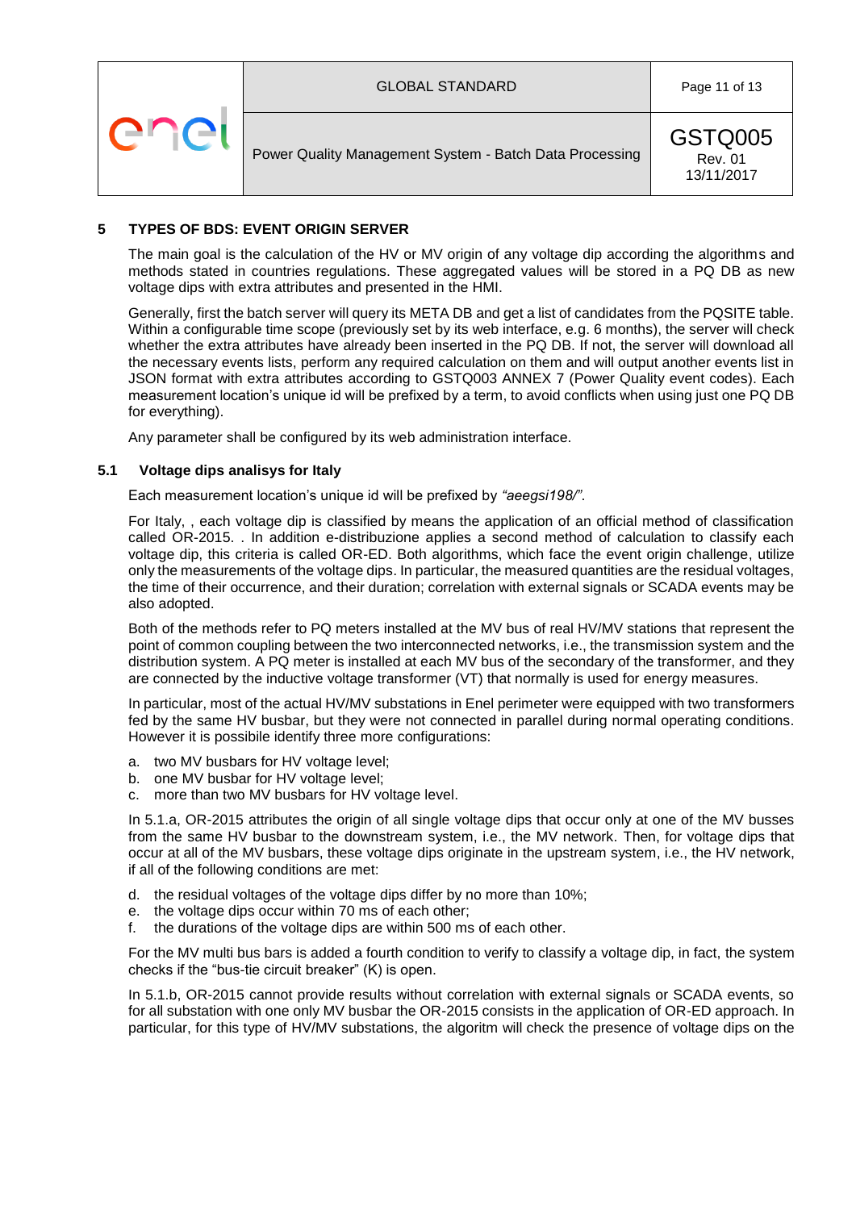## 5 TYPES OF BDS: EVENT ORIGIN SERVER

The main goal is the calculation of the HV or MV origin of any voltage dip according the algorithms and methods stated in countries regulations. These aggregated values will be stored in a PQ DB as new voltage dips with extra attributes and presented in the HMI.

Generally, first the batch server will query its META DB and get a list of candidates from the PQSITE table. Within a configurable time scope (previously set by its web interface, e.g. 6 months), the server will check whether the extra attributes have already been inserted in the PQ DB. If not, the server will download all the necessary events lists, perform any required calculation on them and will output another events list in JSON format with extra attributes according to GSTQ003 ANNEX 7 (Power Quality event codes). Each measurement location's unique id will be prefixed by a term, to avoid conflicts when using just one PQ DB for everything).

Any parameter shall be configured by its web administration interface.

### 5.1 Voltage dips analisys for Italy

Each measurement location's unique id will be prefixed by *"aeegsi198/"*.

For Italy, , each voltage dip is classified by means the application of an official method of classification called OR-2015. . In addition e-distribuzione applies a second method of calculation to classify each voltage dip, this criteria is called OR-ED. Both algorithms, which face the event origin challenge, utilize only the measurements of the voltage dips. In particular, the measured quantities are the residual voltages, the time of their occurrence, and their duration; correlation with external signals or SCADA events may be also adopted.

Both of the methods refer to PQ meters installed at the MV bus of real HV/MV stations that represent the point of common coupling between the two interconnected networks, i.e., the transmission system and the distribution system. A PQ meter is installed at each MV bus of the secondary of the transformer, and they are connected by the inductive voltage transformer (VT) that normally is used for energy measures.

In particular, most of the actual HV/MV substations in Enel perimeter were equipped with two transformers fed by the same HV busbar, but they were not connected in parallel during normal operating conditions. However it is possibile identify three more configurations:

a. two MV busbars for HV voltage level;
b. one MV busbar for HV voltage level;
c. more than two MV busbars for HV voltage level.

In 5.1.a, OR-2015 attributes the origin of all single voltage dips that occur only at one of the MV busses from the same HV busbar to the downstream system, i.e., the MV network. Then, for voltage dips that occur at all of the MV busbars, these voltage dips originate in the upstream system, i.e., the HV network, if all of the following conditions are met:

d. the residual voltages of the voltage dips differ by no more than 10%;
e. the voltage dips occur within 70 ms of each other;
f. the durations of the voltage dips are within 500 ms of each other.

For the MV multi bus bars is added a fourth condition to verify to classify a voltage dip, in fact, the system checks if the "bus-tie circuit breaker" (K) is open.

In 5.1.b, OR-2015 cannot provide results without correlation with external signals or SCADA events, so for all substation with one only MV busbar the OR-2015 consists in the application of OR-ED approach. In particular, for this type of HV/MV substations, the algoritm will check the presence of voltage dips on the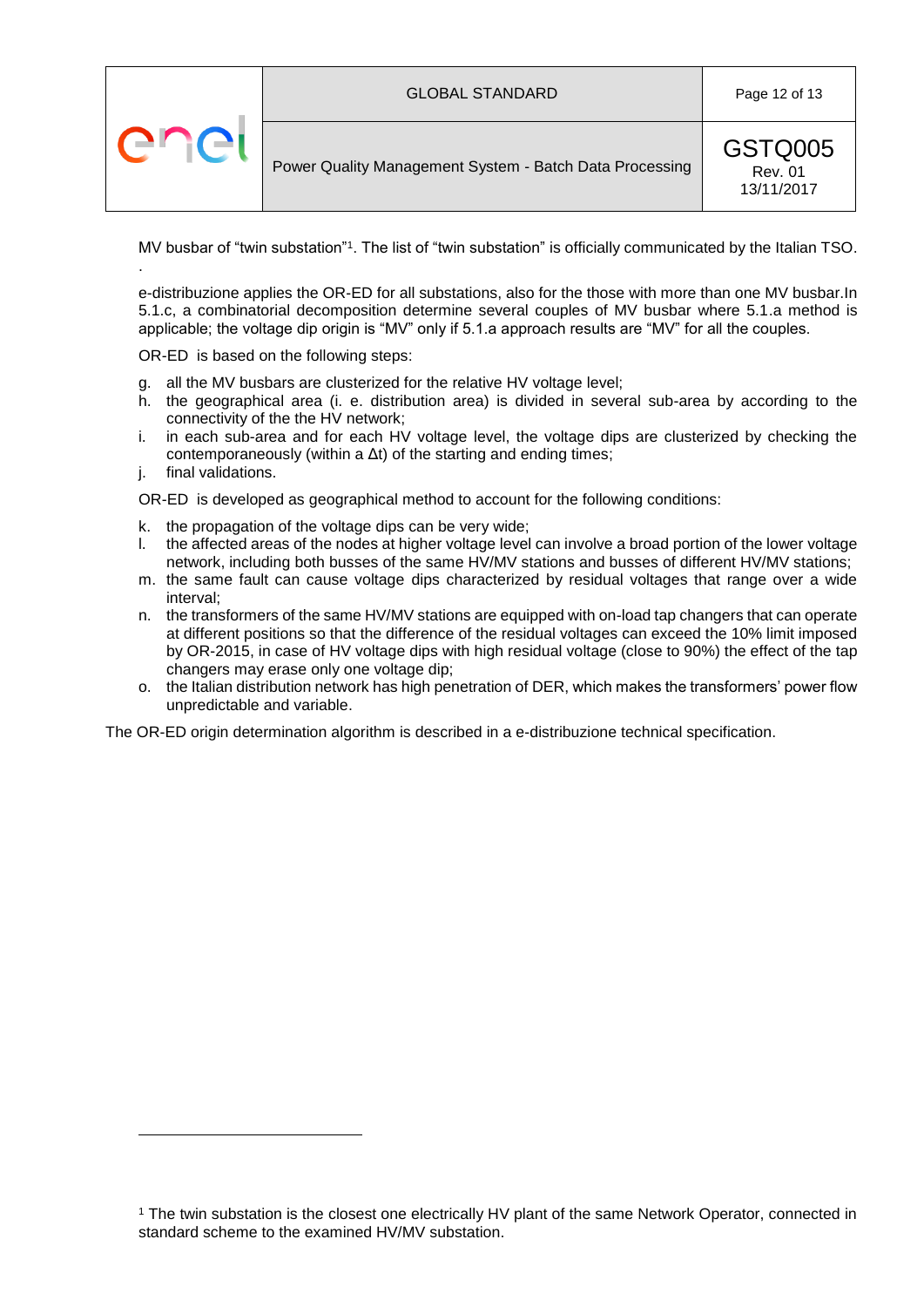MV busbar of "twin substation"[1]. The list of "twin substation" is officially communicated by the Italian TSO.

.

e-distribuzione applies the OR-ED for all substations, also for the those with more than one MV busbar.In 5.1.c, a combinatorial decomposition determine several couples of MV busbar where 5.1.a method is applicable; the voltage dip origin is "MV" only if 5.1.a approach results are "MV" for all the couples.

OR-ED is based on the following steps:

g. all the MV busbars are clusterized for the relative HV voltage level;
h. the geographical area (i. e. distribution area) is divided in several sub-area by according to the connectivity of the the HV network;
i. in each sub-area and for each HV voltage level, the voltage dips are clusterized by checking the contemporaneously (within a $\Delta t$) of the starting and ending times;
j. final validations.

OR-ED is developed as geographical method to account for the following conditions:

k. the propagation of the voltage dips can be very wide;
l. the affected areas of the nodes at higher voltage level can involve a broad portion of the lower voltage network, including both busses of the same HV/MV stations and busses of different HV/MV stations;
m. the same fault can cause voltage dips characterized by residual voltages that range over a wide interval;
n. the transformers of the same HV/MV stations are equipped with on-load tap changers that can operate at different positions so that the difference of the residual voltages can exceed the 10% limit imposed by OR-2015, in case of HV voltage dips with high residual voltage (close to 90%) the effect of the tap changers may erase only one voltage dip;
o. the Italian distribution network has high penetration of DER, which makes the transformers' power flow unpredictable and variable.

The OR-ED origin determination algorithm is described in a e-distribuzione technical specification.

---

[1] The twin substation is the closest one electrically HV plant of the same Network Operator, connected in standard scheme to the examined HV/MV substation.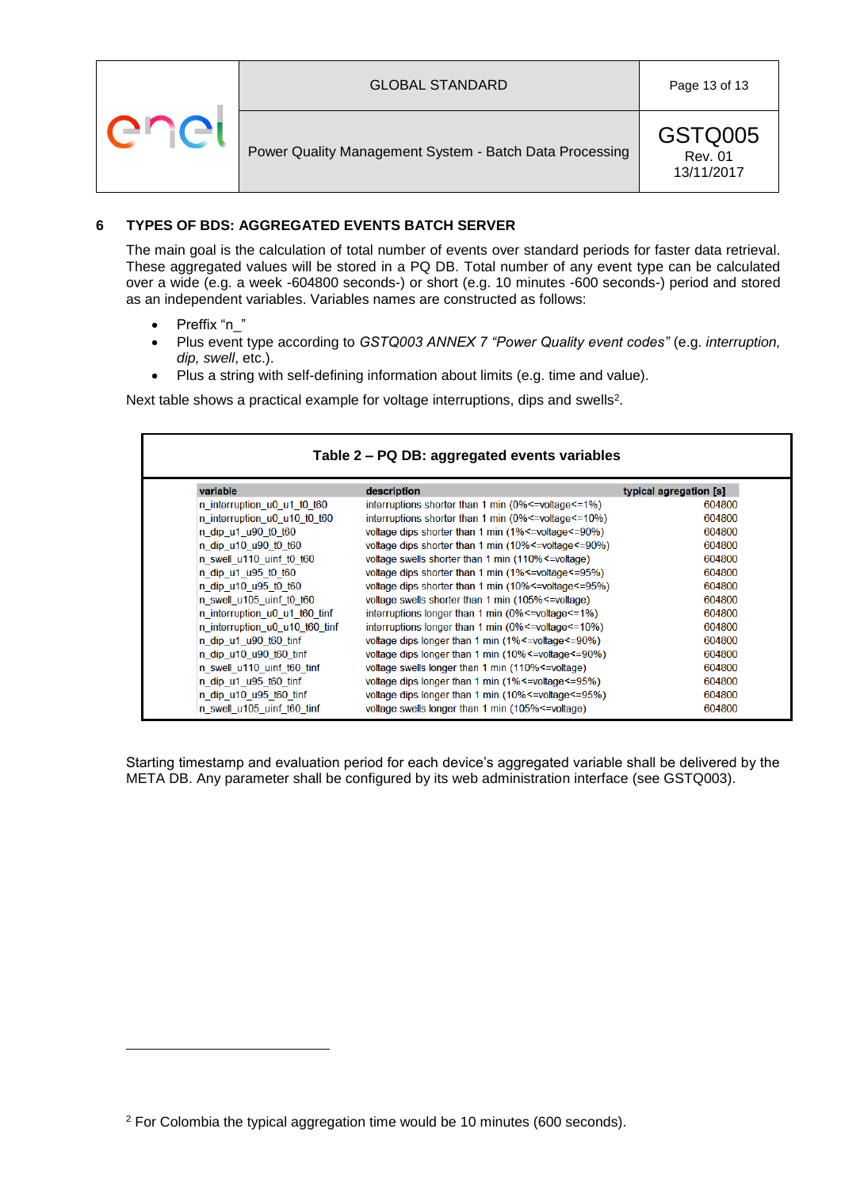## 6 TYPES OF BDS: AGGREGATED EVENTS BATCH SERVER

The main goal is the calculation of total number of events over standard periods for faster data retrieval. These aggregated values will be stored in a PQ DB. Total number of any event type can be calculated over a wide (e.g. a week -604800 seconds-) or short (e.g. 10 minutes -600 seconds-) period and stored as an independent variables. Variables names are constructed as follows:

- Preffix “n_”
- Plus event type according to *GSTQ003 ANNEX 7 “Power Quality event codes”* (e.g. *interruption, dip, swell*, etc.).
- Plus a string with self-defining information about limits (e.g. time and value).

Next table shows a practical example for voltage interruptions, dips and swells[2].

**Table 2 – PQ DB: aggregated events variables**

| variable | description | typical agregation [s] |
|---|---|---|
| n_interruption_u0_u1_t0_t60 | interruptions shorter than 1 min (0%<=voltage<=1%) | 604800 |
| n_interruption_u0_u10_t0_t60 | interruptions shorter than 1 min (0%<=voltage<=10%) | 604800 |
| n_dip_u1_u90_t0_t60 | voltage dips shorter than 1 min (1%<=voltage<=90%) | 604800 |
| n_dip_u10_u90_t0_t60 | voltage dips shorter than 1 min (10%<=voltage<=90%) | 604800 |
| n_swell_u110_uinf_t0_t60 | voltage swells shorter than 1 min (110%<=voltage) | 604800 |
| n_dip_u1_u95_t0_t60 | voltage dips shorter than 1 min (1%<=voltage<=95%) | 604800 |
| n_dip_u10_u95_t0_t60 | voltage dips shorter than 1 min (10%<=voltage<=95%) | 604800 |
| n_swell_u105_uinf_t0_t60 | voltage swells shorter than 1 min (105%<=voltage) | 604800 |
| n_interruption_u0_u1_t60_tinf | interruptions longer than 1 min (0%<=voltage<=1%) | 604800 |
| n_interruption_u0_u10_t60_tinf | interruptions longer than 1 min (0%<=voltage<=10%) | 604800 |
| n_dip_u1_u90_t60_tinf | voltage dips longer than 1 min (1%<=voltage<=90%) | 604800 |
| n_dip_u10_u90_t60_tinf | voltage dips longer than 1 min (10%<=voltage<=90%) | 604800 |
| n_swell_u110_uinf_t60_tinf | voltage swells longer than 1 min (110%<=voltage) | 604800 |
| n_dip_u1_u95_t60_tinf | voltage dips longer than 1 min (1%<=voltage<=95%) | 604800 |
| n_dip_u10_u95_t60_tinf | voltage dips longer than 1 min (10%<=voltage<=95%) | 604800 |
| n_swell_u105_uinf_t60_tinf | voltage swells longer than 1 min (105%<=voltage) | 604800 |

Starting timestamp and evaluation period for each device’s aggregated variable shall be delivered by the META DB. Any parameter shall be configured by its web administration interface (see GSTQ003).

[2] For Colombia the typical aggregation time would be 10 minutes (600 seconds).